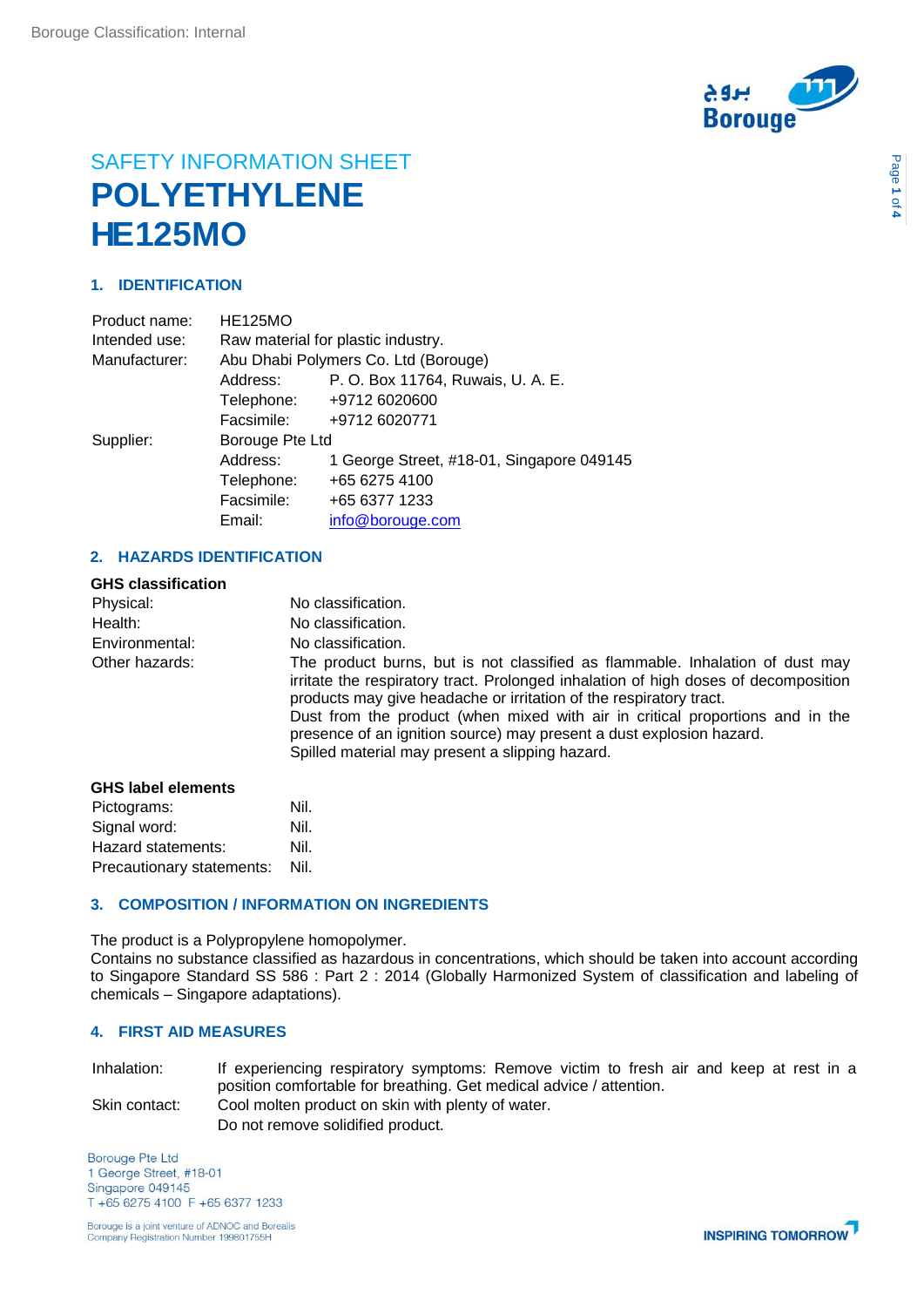Borouge Classification: Internal

SAFETY INFORMATION SHEET

# POLYETHYLENE HE125MO

## 1. IDENTIFICATION

| | | |
|---|---|---|
| Product name: | HE125MO | |
| Intended use: | Raw material for plastic industry. | |
| Manufacturer: | Abu Dhabi Polymers Co. Ltd (Borouge) | |
| | Address: | P. O. Box 11764, Ruwais, U. A. E. |
| | Telephone: | +9712 6020600 |
| | Facsimile: | +9712 6020771 |
| Supplier: | Borouge Pte Ltd | |
| | Address: | 1 George Street, #18-01, Singapore 049145 |
| | Telephone: | +65 6275 4100 |
| | Facsimile: | +65 6377 1233 |
| | Email: | info@borouge.com |

## 2. HAZARDS IDENTIFICATION

**GHS classification**

| | |
|---|---|
| Physical: | No classification. |
| Health: | No classification. |
| Environmental: | No classification. |
| Other hazards: | The product burns, but is not classified as flammable. Inhalation of dust may irritate the respiratory tract. Prolonged inhalation of high doses of decomposition products may give headache or irritation of the respiratory tract. Dust from the product (when mixed with air in critical proportions and in the presence of an ignition source) may present a dust explosion hazard. Spilled material may present a slipping hazard. |

**GHS label elements**

| | |
|---|---|
| Pictograms: | Nil. |
| Signal word: | Nil. |
| Hazard statements: | Nil. |
| Precautionary statements: | Nil. |

## 3. COMPOSITION / INFORMATION ON INGREDIENTS

The product is a Polypropylene homopolymer.
Contains no substance classified as hazardous in concentrations, which should be taken into account according to Singapore Standard SS 586 : Part 2 : 2014 (Globally Harmonized System of classification and labeling of chemicals – Singapore adaptations).

## 4. FIRST AID MEASURES

| | |
|---|---|
| Inhalation: | If experiencing respiratory symptoms: Remove victim to fresh air and keep at rest in a position comfortable for breathing. Get medical advice / attention. |
| Skin contact: | Cool molten product on skin with plenty of water. Do not remove solidified product. |

Borouge Pte Ltd
1 George Street, #18-01
Singapore 049145
T +65 6275 4100 F +65 6377 1233

Borouge is a joint venture of ADNOC and Borealis
Company Registration Number 199801755H

INSPIRING TOMORROW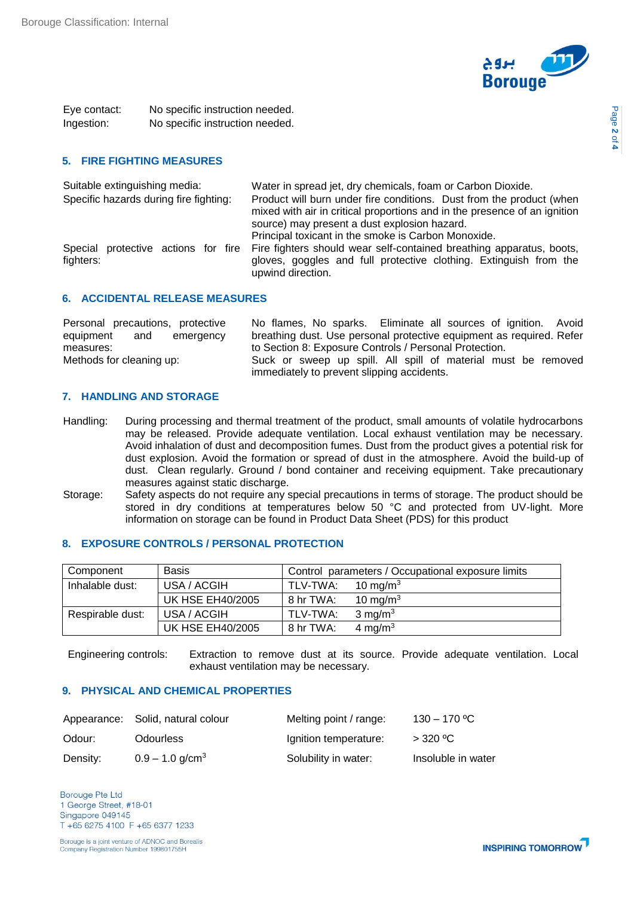Eye contact: No specific instruction needed.
Ingestion: No specific instruction needed.

## 5. FIRE FIGHTING MEASURES

Suitable extinguishing media: Water in spread jet, dry chemicals, foam or Carbon Dioxide.

Specific hazards during fire fighting: Product will burn under fire conditions. Dust from the product (when mixed with air in critical proportions and in the presence of an ignition source) may present a dust explosion hazard. Principal toxicant in the smoke is Carbon Monoxide.

Special protective actions for fire fighters: Fire fighters should wear self-contained breathing apparatus, boots, gloves, goggles and full protective clothing. Extinguish from the upwind direction.

## 6. ACCIDENTAL RELEASE MEASURES

Personal precautions, protective equipment and emergency measures: No flames, No sparks. Eliminate all sources of ignition. Avoid breathing dust. Use personal protective equipment as required. Refer to Section 8: Exposure Controls / Personal Protection.

Methods for cleaning up: Suck or sweep up spill. All spill of material must be removed immediately to prevent slipping accidents.

## 7. HANDLING AND STORAGE

Handling: During processing and thermal treatment of the product, small amounts of volatile hydrocarbons may be released. Provide adequate ventilation. Local exhaust ventilation may be necessary. Avoid inhalation of dust and decomposition fumes. Dust from the product gives a potential risk for dust explosion. Avoid the formation or spread of dust in the atmosphere. Avoid the build-up of dust. Clean regularly. Ground / bond container and receiving equipment. Take precautionary measures against static discharge.

Storage: Safety aspects do not require any special precautions in terms of storage. The product should be stored in dry conditions at temperatures below 50 °C and protected from UV-light. More information on storage can be found in Product Data Sheet (PDS) for this product

## 8. EXPOSURE CONTROLS / PERSONAL PROTECTION

| Component | Basis | Control parameters / Occupational exposure limits |
|---|---|---|
| Inhalable dust: | USA / ACGIH | TLV-TWA: 10 $mg/m^3$ |
| | UK HSE EH40/2005 | 8 hr TWA: 10 $mg/m^3$ |
| Respirable dust: | USA / ACGIH | TLV-TWA: 3 $mg/m^3$ |
| | UK HSE EH40/2005 | 8 hr TWA: 4 $mg/m^3$ |

Engineering controls: Extraction to remove dust at its source. Provide adequate ventilation. Local exhaust ventilation may be necessary.

## 9. PHYSICAL AND CHEMICAL PROPERTIES

| | | | |
|---|---|---|---|
| Appearance: | Solid, natural colour | Melting point / range: | 130 – 170 ºC |
| Odour: | Odourless | Ignition temperature: | > 320 ºC |
| Density: | 0.9 – 1.0 $g/cm^3$ | Solubility in water: | Insoluble in water |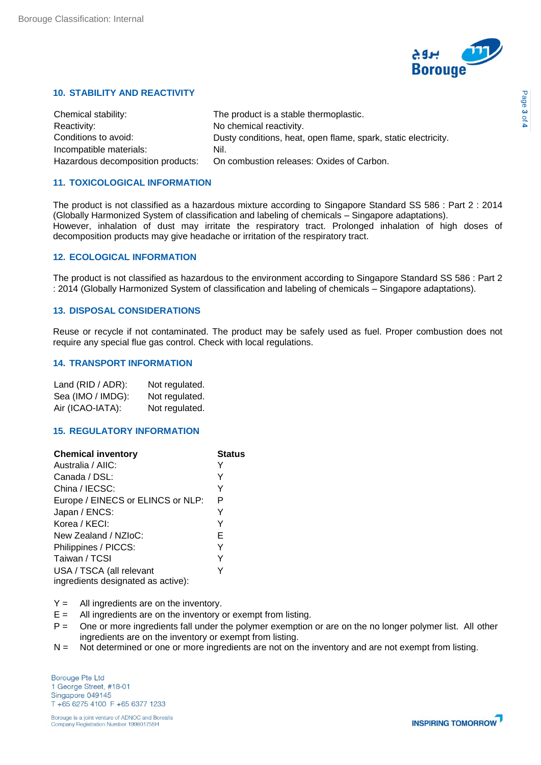## 10. STABILITY AND REACTIVITY

| | |
|---|---|
| Chemical stability: | The product is a stable thermoplastic. |
| Reactivity: | No chemical reactivity. |
| Conditions to avoid: | Dusty conditions, heat, open flame, spark, static electricity. |
| Incompatible materials: | Nil. |
| Hazardous decomposition products: | On combustion releases: Oxides of Carbon. |

## 11. TOXICOLOGICAL INFORMATION

The product is not classified as a hazardous mixture according to Singapore Standard SS 586 : Part 2 : 2014 (Globally Harmonized System of classification and labeling of chemicals – Singapore adaptations).
However, inhalation of dust may irritate the respiratory tract. Prolonged inhalation of high doses of decomposition products may give headache or irritation of the respiratory tract.

## 12. ECOLOGICAL INFORMATION

The product is not classified as hazardous to the environment according to Singapore Standard SS 586 : Part 2 : 2014 (Globally Harmonized System of classification and labeling of chemicals – Singapore adaptations).

## 13. DISPOSAL CONSIDERATIONS

Reuse or recycle if not contaminated. The product may be safely used as fuel. Proper combustion does not require any special flue gas control. Check with local regulations.

## 14. TRANSPORT INFORMATION

| | |
|---|---|
| Land (RID / ADR): | Not regulated. |
| Sea (IMO / IMDG): | Not regulated. |
| Air (ICAO-IATA): | Not regulated. |

## 15. REGULATORY INFORMATION

| **Chemical inventory** | **Status** |
|---|---|
| Australia / AIIC: | Y |
| Canada / DSL: | Y |
| China / IECSC: | Y |
| Europe / EINECS or ELINCS or NLP: | P |
| Japan / ENCS: | Y |
| Korea / KECI: | Y |
| New Zealand / NZIoC: | E |
| Philippines / PICCS: | Y |
| Taiwan / TCSI | Y |
| USA / TSCA (all relevant ingredients designated as active): | Y |

Y = All ingredients are on the inventory.
E = All ingredients are on the inventory or exempt from listing.
P = One or more ingredients fall under the polymer exemption or are on the no longer polymer list. All other ingredients are on the inventory or exempt from listing.
N = Not determined or one or more ingredients are not on the inventory and are not exempt from listing.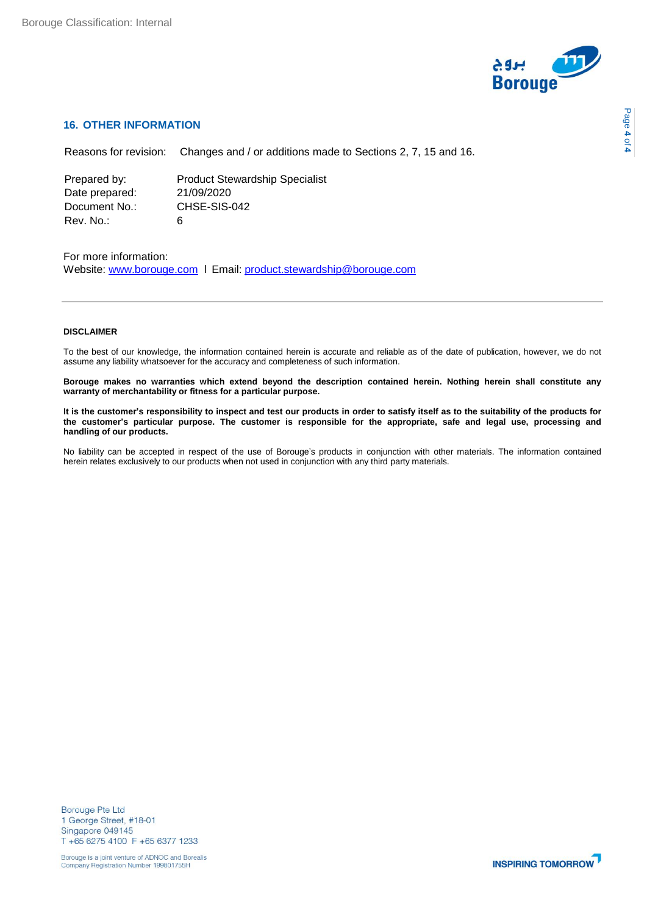## 16. OTHER INFORMATION

Reasons for revision: Changes and / or additions made to Sections 2, 7, 15 and 16.

Prepared by: Product Stewardship Specialist
Date prepared: 21/09/2020
Document No.: CHSE-SIS-042
Rev. No.: 6

For more information:
Website: www.borouge.com I Email: product.stewardship@borouge.com

---

**DISCLAIMER**

To the best of our knowledge, the information contained herein is accurate and reliable as of the date of publication, however, we do not assume any liability whatsoever for the accuracy and completeness of such information.

**Borouge makes no warranties which extend beyond the description contained herein. Nothing herein shall constitute any warranty of merchantability or fitness for a particular purpose.**

**It is the customer's responsibility to inspect and test our products in order to satisfy itself as to the suitability of the products for the customer's particular purpose. The customer is responsible for the appropriate, safe and legal use, processing and handling of our products.**

No liability can be accepted in respect of the use of Borouge's products in conjunction with other materials. The information contained herein relates exclusively to our products when not used in conjunction with any third party materials.

Borouge Pte Ltd
1 George Street, #18-01
Singapore 049145
T +65 6275 4100 F +65 6377 1233

Borouge is a joint venture of ADNOC and Borealis
Company Registration Number 199801755H